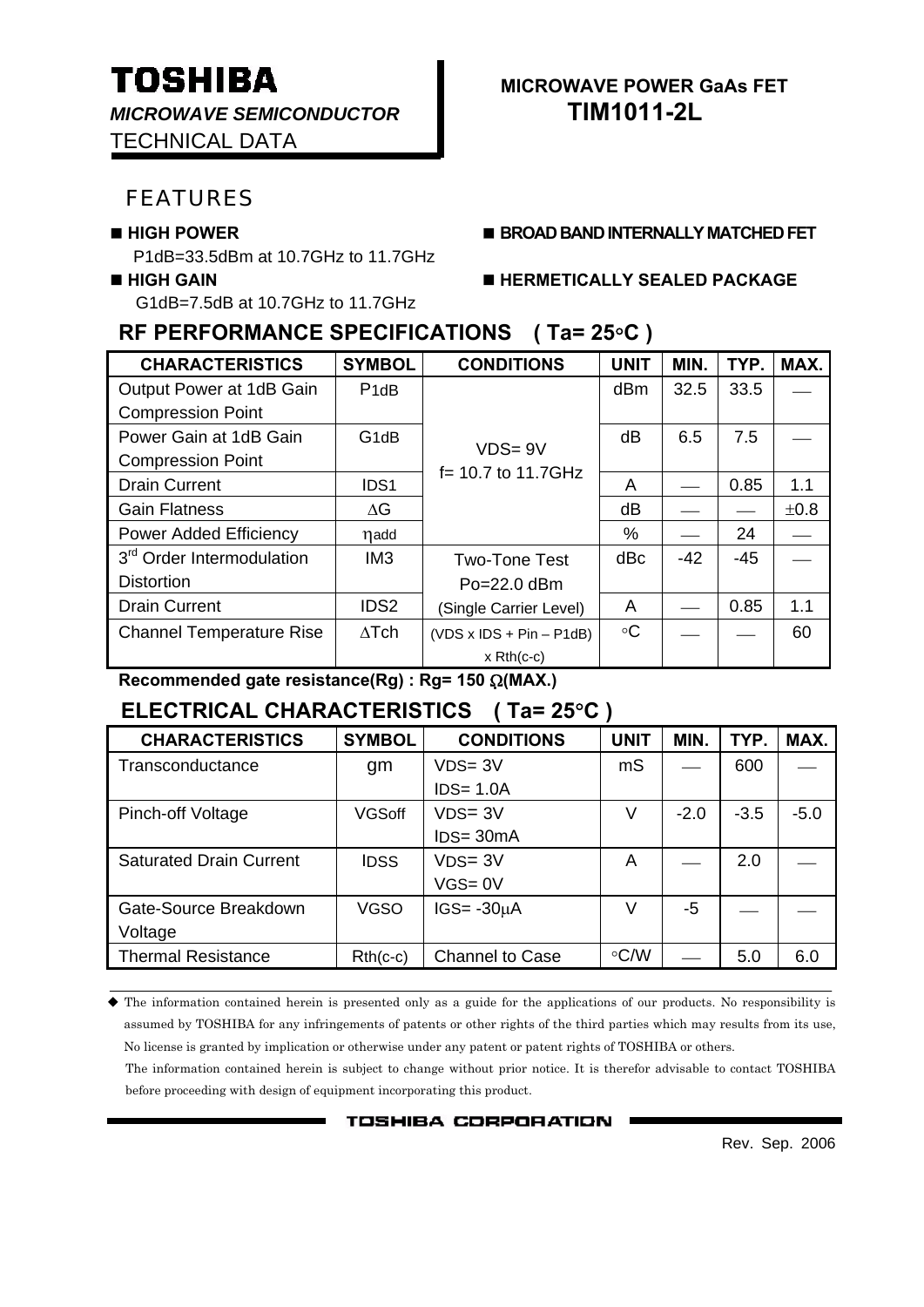**TOSHIBA**

***MICROWAVE SEMICONDUCTOR***

TECHNICAL DATA

**MICROWAVE POWER GaAs FET**

**TIM1011-2L**

## FEATURES

- **HIGH POWER**
  P1dB=33.5dBm at 10.7GHz to 11.7GHz
- **HIGH GAIN**
  G1dB=7.5dB at 10.7GHz to 11.7GHz
- **BROAD BAND INTERNALLY MATCHED FET**
- **HERMETICALLY SEALED PACKAGE**

## RF PERFORMANCE SPECIFICATIONS ( Ta= 25°C )

| CHARACTERISTICS | SYMBOL | CONDITIONS | UNIT | MIN. | TYP. | MAX. |
|---|---|---|---|---|---|---|
| Output Power at 1dB Gain Compression Point | $P_{1dB}$ | VDS= 9V f= 10.7 to 11.7GHz | dBm | 32.5 | 33.5 | — |
| Power Gain at 1dB Gain Compression Point | $G_{1dB}$ | | dB | 6.5 | 7.5 | — |
| Drain Current | IDS1 | | A | — | 0.85 | 1.1 |
| Gain Flatness | $\Delta G$ | | dB | — | — | ±0.8 |
| Power Added Efficiency | $\eta_{add}$ | | % | — | 24 | — |
| 3rd Order Intermodulation Distortion | IM3 | Two-Tone Test Po=22.0 dBm (Single Carrier Level) | dBc | -42 | -45 | — |
| Drain Current | IDS2 | | A | — | 0.85 | 1.1 |
| Channel Temperature Rise | $\Delta Tch$ | (VDS x IDS + Pin – P1dB) x Rth(c-c) | °C | — | — | 60 |

**Recommended gate resistance(Rg) : Rg= 150 Ω(MAX.)**

## ELECTRICAL CHARACTERISTICS ( Ta= 25°C )

| CHARACTERISTICS | SYMBOL | CONDITIONS | UNIT | MIN. | TYP. | MAX. |
|---|---|---|---|---|---|---|
| Transconductance | gm | VDS= 3V IDS= 1.0A | mS | — | 600 | — |
| Pinch-off Voltage | VGSoff | VDS= 3V IDS= 30mA | V | -2.0 | -3.5 | -5.0 |
| Saturated Drain Current | IDSS | VDS= 3V VGS= 0V | A | — | 2.0 | — |
| Gate-Source Breakdown Voltage | VGSO | IGS= -30μA | V | -5 | — | — |
| Thermal Resistance | Rth(c-c) | Channel to Case | °C/W | — | 5.0 | 6.0 |

◆ The information contained herein is presented only as a guide for the applications of our products. No responsibility is assumed by TOSHIBA for any infringements of patents or other rights of the third parties which may results from its use, No license is granted by implication or otherwise under any patent or patent rights of TOSHIBA or others.

The information contained herein is subject to change without prior notice. It is therefor advisable to contact TOSHIBA before proceeding with design of equipment incorporating this product.

TOSHIBA CORPORATION

Rev. Sep. 2006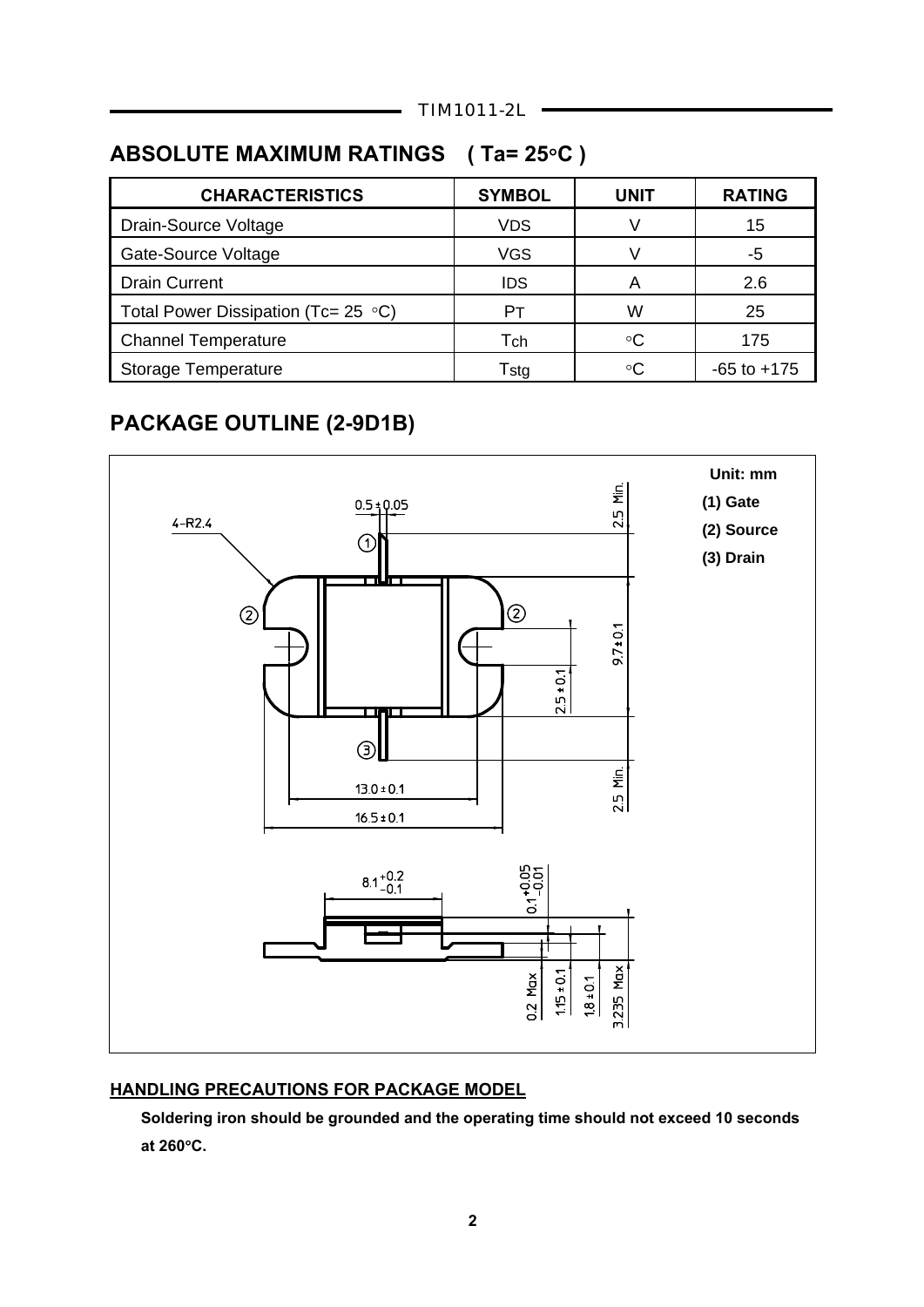## ABSOLUTE MAXIMUM RATINGS ( Ta= 25°C )

| CHARACTERISTICS | SYMBOL | UNIT | RATING |
|---|---|---|---|
| Drain-Source Voltage | $V_{DS}$ | V | 15 |
| Gate-Source Voltage | $V_{GS}$ | V | -5 |
| Drain Current | $I_{DS}$ | A | 2.6 |
| Total Power Dissipation (Tc= 25 °C) | $P_T$ | W | 25 |
| Channel Temperature | $T_{ch}$ | °C | 175 |
| Storage Temperature | $T_{stg}$ | °C | -65 to +175 |

## PACKAGE OUTLINE (2-9D1B)

Unit: mm

(1) Gate

(2) Source

(3) Drain

4-R2.4

0.5 ± 0.05

2.5 Min.

9.7 ± 0.1

2.5 ± 0.1

2.5 Min.

13.0 ± 0.1

16.5 ± 0.1

$8.1^{+0.2}_{-0.1}$

$0.1^{+0.05}_{-0.01}$

0.2 Max

1.15 ± 0.1

1.8 ± 0.1

3.235 Max

### HANDLING PRECAUTIONS FOR PACKAGE MODEL

**Soldering iron should be grounded and the operating time should not exceed 10 seconds at 260°C.**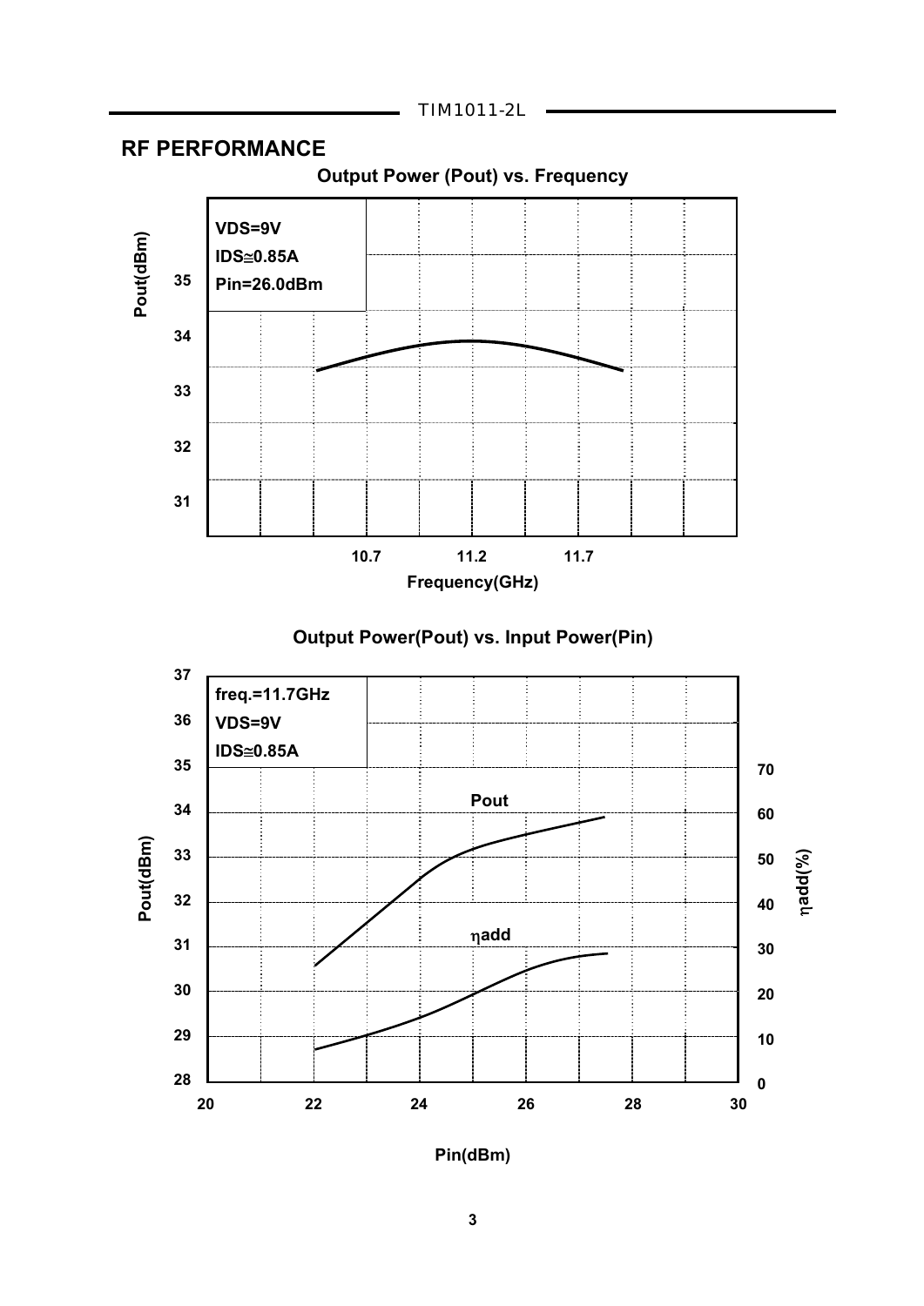## RF PERFORMANCE

**Output Power (Pout) vs. Frequency**

VDS=9V
IDS≅0.85A
Pin=26.0dBm

Pout(dBm): 31, 32, 33, 34, 35

Frequency(GHz): 10.7, 11.2, 11.7

**Output Power(Pout) vs. Input Power(Pin)**

freq.=11.7GHz
VDS=9V
IDS≅0.85A

Pout

ηadd

Pout(dBm): 28, 29, 30, 31, 32, 33, 34, 35, 36, 37

ηadd(%): 0, 10, 20, 30, 40, 50, 60, 70

Pin(dBm): 20, 22, 24, 26, 28, 30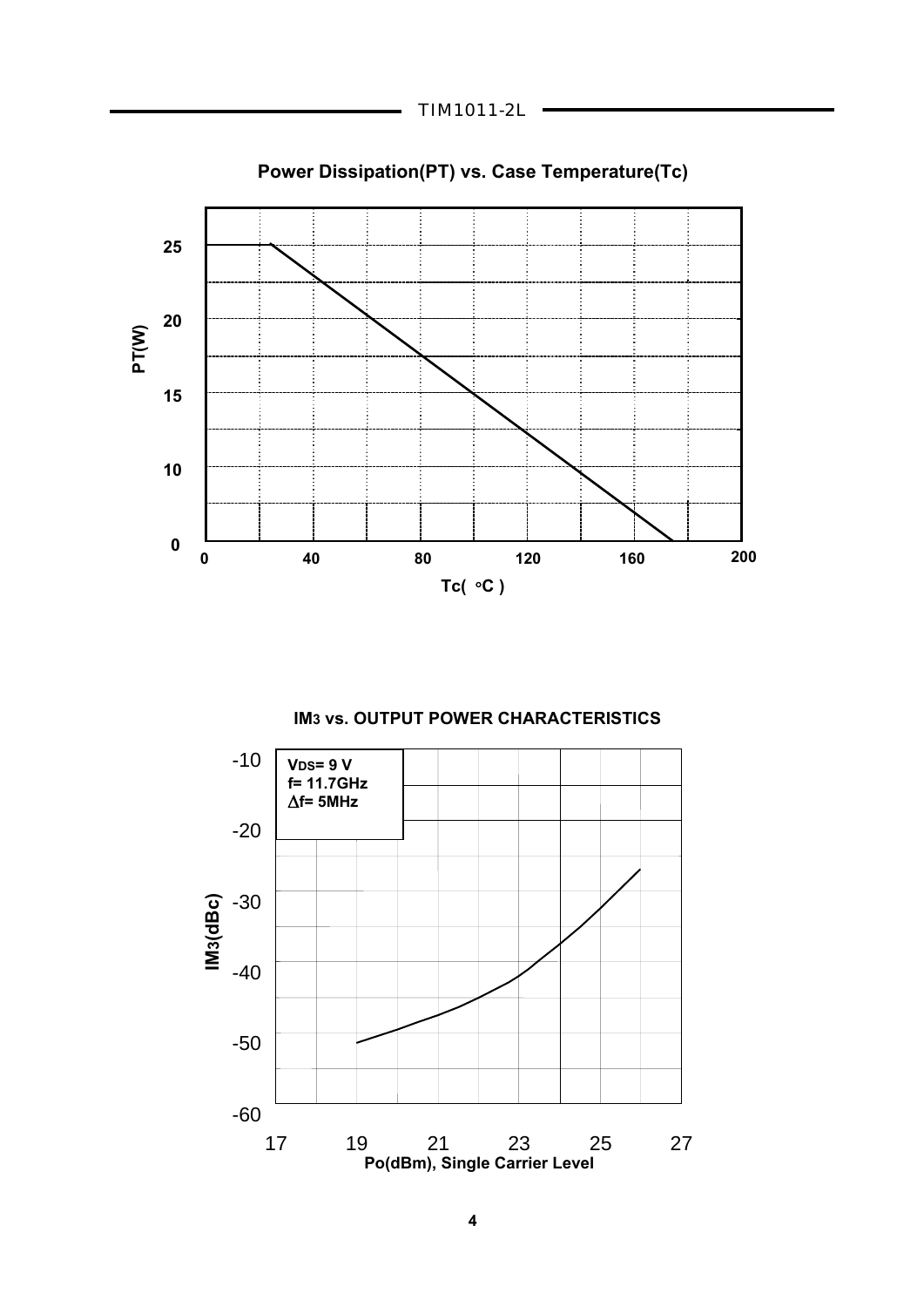**Power Dissipation(PT) vs. Case Temperature(Tc)**

PT(W)

25
20
15
10
0

0
40
80
120
160
200

Tc( °C )

**IM3 vs. OUTPUT POWER CHARACTERISTICS**

$V_{DS}$= 9 V
f= 11.7GHz
Δf= 5MHz

IM3(dBc)

-10
-20
-30
-40
-50
-60

17
19
21
23
25
27

Po(dBm), Single Carrier Level